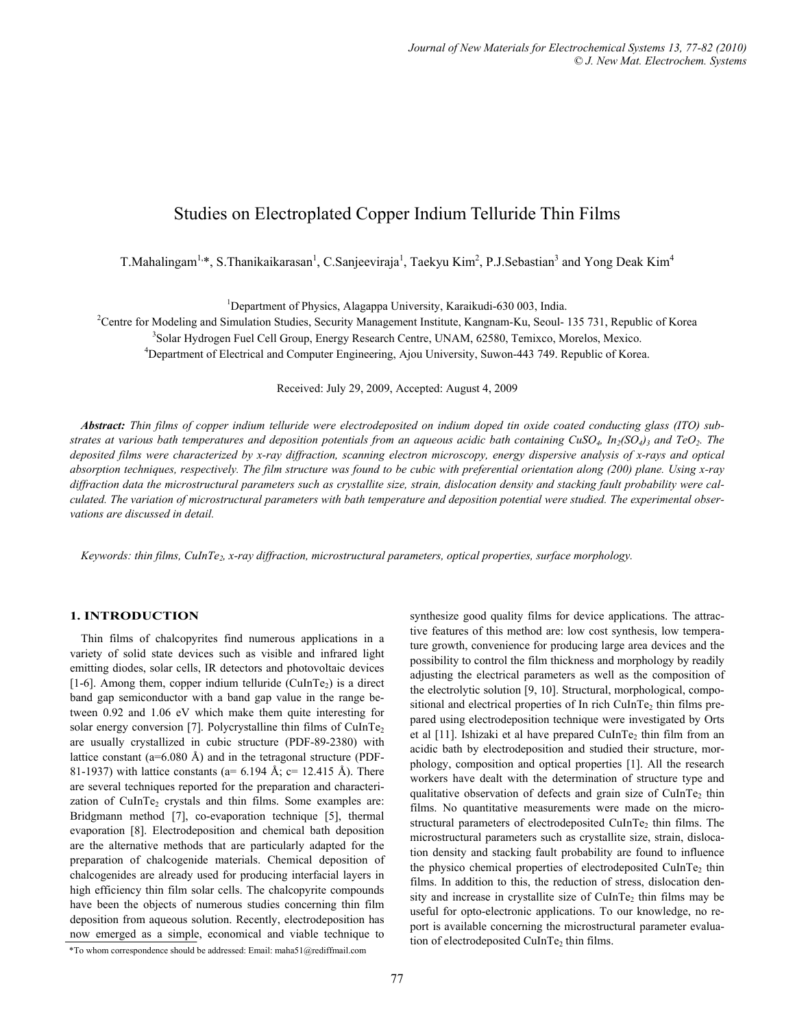# Studies on Electroplated Copper Indium Telluride Thin Films

T.Mahalingam[1,*], S.Thanikaikarasan[1], C.Sanjeeviraja[1], Taekyu Kim[2], P.J.Sebastian[3] and Yong Deak Kim[4]

[1]Department of Physics, Alagappa University, Karaikudi-630 003, India.

[2]Centre for Modeling and Simulation Studies, Security Management Institute, Kangnam-Ku, Seoul- 135 731, Republic of Korea

[3]Solar Hydrogen Fuel Cell Group, Energy Research Centre, UNAM, 62580, Temixco, Morelos, Mexico.

[4]Department of Electrical and Computer Engineering, Ajou University, Suwon-443 749. Republic of Korea.

Received: July 29, 2009, Accepted: August 4, 2009

***Abstract:*** *Thin films of copper indium telluride were electrodeposited on indium doped tin oxide coated conducting glass (ITO) substrates at various bath temperatures and deposition potentials from an aqueous acidic bath containing $CuSO_4$, $In_2(SO_4)_3$ and $TeO_2$. The deposited films were characterized by x-ray diffraction, scanning electron microscopy, energy dispersive analysis of x-rays and optical absorption techniques, respectively. The film structure was found to be cubic with preferential orientation along (200) plane. Using x-ray diffraction data the microstructural parameters such as crystallite size, strain, dislocation density and stacking fault probability were calculated. The variation of microstructural parameters with bath temperature and deposition potential were studied. The experimental observations are discussed in detail.*

*Keywords: thin films, $CuInTe_2$, x-ray diffraction, microstructural parameters, optical properties, surface morphology.*

## 1. INTRODUCTION

Thin films of chalcopyrites find numerous applications in a variety of solid state devices such as visible and infrared light emitting diodes, solar cells, IR detectors and photovoltaic devices [1-6]. Among them, copper indium telluride ($CuInTe_2$) is a direct band gap semiconductor with a band gap value in the range between 0.92 and 1.06 eV which make them quite interesting for solar energy conversion [7]. Polycrystalline thin films of $CuInTe_2$ are usually crystallized in cubic structure (PDF-89-2380) with lattice constant (a=6.080 Å) and in the tetragonal structure (PDF-81-1937) with lattice constants (a= 6.194 Å; c= 12.415 Å). There are several techniques reported for the preparation and characterization of $CuInTe_2$ crystals and thin films. Some examples are: Bridgmann method [7], co-evaporation technique [5], thermal evaporation [8]. Electrodeposition and chemical bath deposition are the alternative methods that are particularly adapted for the preparation of chalcogenide materials. Chemical deposition of chalcogenides are already used for producing interfacial layers in high efficiency thin film solar cells. The chalcopyrite compounds have been the objects of numerous studies concerning thin film deposition from aqueous solution. Recently, electrodeposition has now emerged as a simple, economical and viable technique to synthesize good quality films for device applications. The attractive features of this method are: low cost synthesis, low temperature growth, convenience for producing large area devices and the possibility to control the film thickness and morphology by readily adjusting the electrical parameters as well as the composition of the electrolytic solution [9, 10]. Structural, morphological, compositional and electrical properties of In rich $CuInTe_2$ thin films prepared using electrodeposition technique were investigated by Orts et al [11]. Ishizaki et al have prepared $CuInTe_2$ thin film from an acidic bath by electrodeposition and studied their structure, morphology, composition and optical properties [1]. All the research workers have dealt with the determination of structure type and qualitative observation of defects and grain size of $CuInTe_2$ thin films. No quantitative measurements were made on the microstructural parameters of electrodeposited $CuInTe_2$ thin films. The microstructural parameters such as crystallite size, strain, dislocation density and stacking fault probability are found to influence the physico chemical properties of electrodeposited $CuInTe_2$ thin films. In addition to this, the reduction of stress, dislocation density and increase in crystallite size of $CuInTe_2$ thin films may be useful for opto-electronic applications. To our knowledge, no report is available concerning the microstructural parameter evaluation of electrodeposited $CuInTe_2$ thin films.

*To whom correspondence should be addressed: Email: maha51@rediffmail.com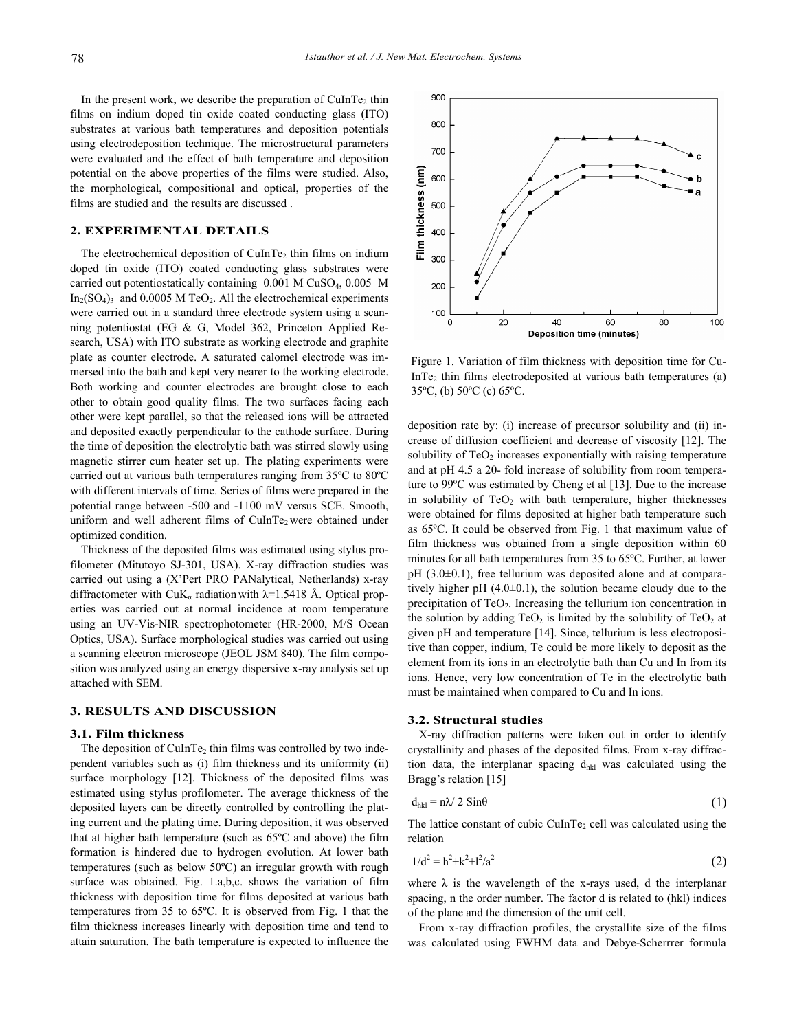In the present work, we describe the preparation of $CuInTe_2$ thin films on indium doped tin oxide coated conducting glass (ITO) substrates at various bath temperatures and deposition potentials using electrodeposition technique. The microstructural parameters were evaluated and the effect of bath temperature and deposition potential on the above properties of the films were studied. Also, the morphological, compositional and optical, properties of the films are studied and the results are discussed .

## 2. EXPERIMENTAL DETAILS

The electrochemical deposition of $CuInTe_2$ thin films on indium doped tin oxide (ITO) coated conducting glass substrates were carried out potentiostatically containing 0.001 M $CuSO_4$, 0.005 M $In_2(SO_4)_3$ and 0.0005 M $TeO_2$. All the electrochemical experiments were carried out in a standard three electrode system using a scanning potentiostat (EG & G, Model 362, Princeton Applied Research, USA) with ITO substrate as working electrode and graphite plate as counter electrode. A saturated calomel electrode was immersed into the bath and kept very nearer to the working electrode. Both working and counter electrodes are brought close to each other to obtain good quality films. The two surfaces facing each other were kept parallel, so that the released ions will be attracted and deposited exactly perpendicular to the cathode surface. During the time of deposition the electrolytic bath was stirred slowly using magnetic stirrer cum heater set up. The plating experiments were carried out at various bath temperatures ranging from 35ºC to 80ºC with different intervals of time. Series of films were prepared in the potential range between -500 and -1100 mV versus SCE. Smooth, uniform and well adherent films of $CuInTe_2$ were obtained under optimized condition.

Thickness of the deposited films was estimated using stylus profilometer (Mitutoyo SJ-301, USA). X-ray diffraction studies was carried out using a (X'Pert PRO PANalytical, Netherlands) x-ray diffractometer with $CuK_\alpha$ radiation with $\lambda$=1.5418 Å. Optical properties was carried out at normal incidence at room temperature using an UV-Vis-NIR spectrophotometer (HR-2000, M/S Ocean Optics, USA). Surface morphological studies was carried out using a scanning electron microscope (JEOL JSM 840). The film composition was analyzed using an energy dispersive x-ray analysis set up attached with SEM.

## 3. RESULTS AND DISCUSSION

### 3.1. Film thickness

The deposition of $CuInTe_2$ thin films was controlled by two independent variables such as (i) film thickness and its uniformity (ii) surface morphology [12]. Thickness of the deposited films was estimated using stylus profilometer. The average thickness of the deposited layers can be directly controlled by controlling the plating current and the plating time. During deposition, it was observed that at higher bath temperature (such as 65ºC and above) the film formation is hindered due to hydrogen evolution. At lower bath temperatures (such as below 50ºC) an irregular growth with rough surface was obtained. Fig. 1.a,b,c. shows the variation of film thickness with deposition time for films deposited at various bath temperatures from 35 to 65ºC. It is observed from Fig. 1 that the film thickness increases linearly with deposition time and tend to attain saturation. The bath temperature is expected to influence the deposition rate by: (i) increase of precursor solubility and (ii) increase of diffusion coefficient and decrease of viscosity [12]. The solubility of $TeO_2$ increases exponentially with raising temperature and at pH 4.5 a 20- fold increase of solubility from room temperature to 99ºC was estimated by Cheng et al [13]. Due to the increase in solubility of $TeO_2$ with bath temperature, higher thicknesses were obtained for films deposited at higher bath temperature such as 65ºC. It could be observed from Fig. 1 that maximum value of film thickness was obtained from a single deposition within 60 minutes for all bath temperatures from 35 to 65ºC. Further, at lower pH (3.0±0.1), free tellurium was deposited alone and at comparatively higher pH (4.0±0.1), the solution became cloudy due to the precipitation of $TeO_2$. Increasing the tellurium ion concentration in the solution by adding $TeO_2$ is limited by the solubility of $TeO_2$ at given pH and temperature [14]. Since, tellurium is less electropositive than copper, indium, Te could be more likely to deposit as the element from its ions in an electrolytic bath than Cu and In from its ions. Hence, very low concentration of Te in the electrolytic bath must be maintained when compared to Cu and In ions.

Figure 1. Variation of film thickness with deposition time for $CuInTe_2$ thin films electrodeposited at various bath temperatures (a) 35ºC, (b) 50ºC (c) 65ºC.

### 3.2. Structural studies

X-ray diffraction patterns were taken out in order to identify crystallinity and phases of the deposited films. From x-ray diffraction data, the interplanar spacing $d_{hkl}$ was calculated using the Bragg's relation [15]

$$d_{hkl} = n\lambda / 2 \sin\theta \tag{1}$$

The lattice constant of cubic $CuInTe_2$ cell was calculated using the relation

$$1/d^2 = h^2+k^2+l^2/a^2 \tag{2}$$

where $\lambda$ is the wavelength of the x-rays used, d the interplanar spacing, n the order number. The factor d is related to (hkl) indices of the plane and the dimension of the unit cell.

From x-ray diffraction profiles, the crystallite size of the films was calculated using FWHM data and Debye-Scherrrer formula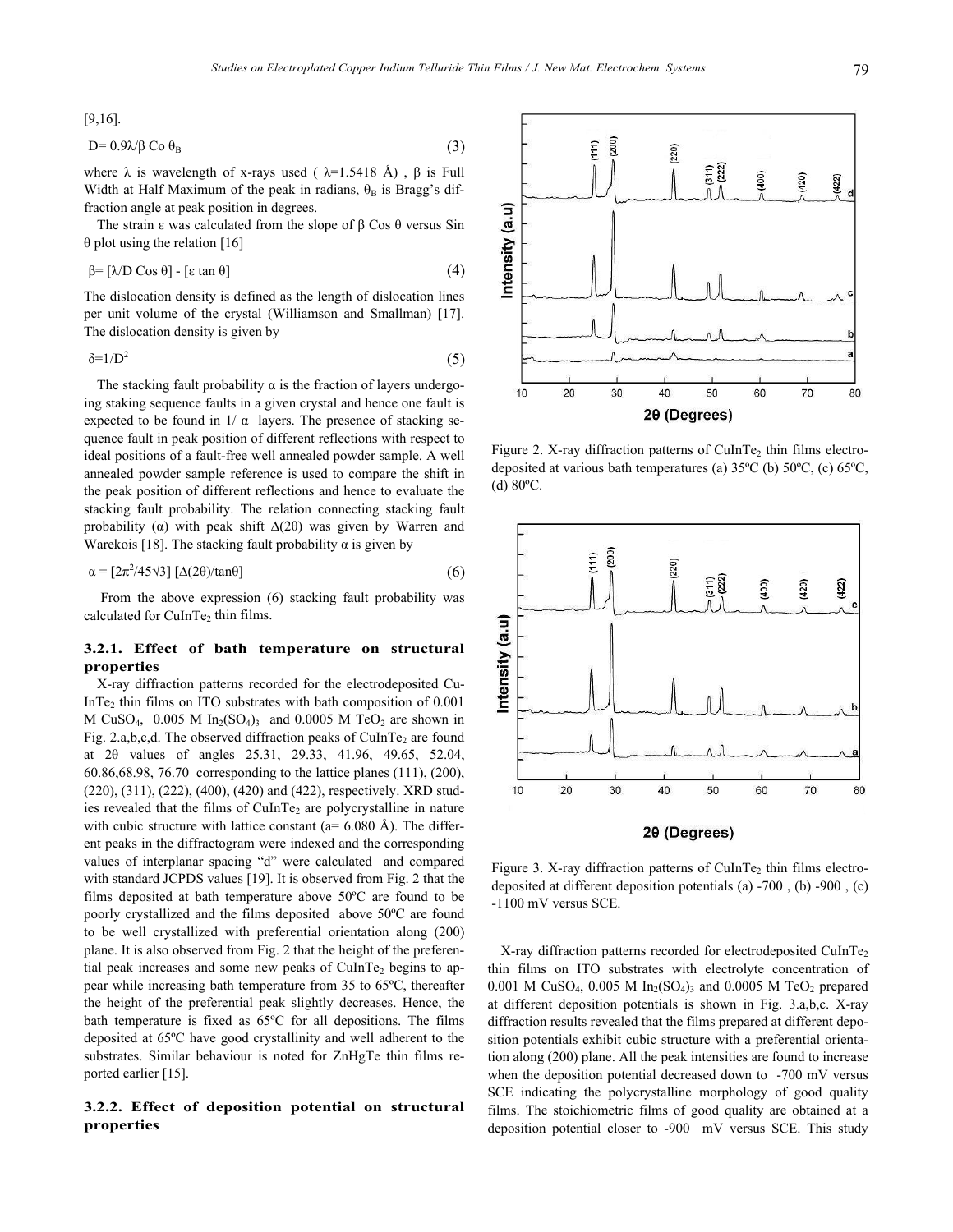[9,16].

$$D = 0.9\lambda/\beta \text{ Co } \theta_B \quad (3)$$

where $\lambda$ is wavelength of x-rays used ( $\lambda$=1.5418 Å) , $\beta$ is Full Width at Half Maximum of the peak in radians, $\theta_B$ is Bragg's diffraction angle at peak position in degrees.

The strain $\varepsilon$ was calculated from the slope of $\beta$ Cos $\theta$ versus Sin $\theta$ plot using the relation [16]

$$\beta = [\lambda/D \text{ Cos } \theta] - [\varepsilon \tan \theta] \quad (4)$$

The dislocation density is defined as the length of dislocation lines per unit volume of the crystal (Williamson and Smallman) [17]. The dislocation density is given by

$$\delta = 1/D^2 \quad (5)$$

The stacking fault probability $\alpha$ is the fraction of layers undergoing staking sequence faults in a given crystal and hence one fault is expected to be found in 1/ $\alpha$ layers. The presence of stacking sequence fault in peak position of different reflections with respect to ideal positions of a fault-free well annealed powder sample. A well annealed powder sample reference is used to compare the shift in the peak position of different reflections and hence to evaluate the stacking fault probability. The relation connecting stacking fault probability ($\alpha$) with peak shift $\Delta(2\theta)$ was given by Warren and Warekois [18]. The stacking fault probability $\alpha$ is given by

$$\alpha = [2\pi^2/45\sqrt{3}]\ [\Delta(2\theta)/\tan\theta] \quad (6)$$

From the above expression (6) stacking fault probability was calculated for $CuInTe_2$ thin films.

### 3.2.1. Effect of bath temperature on structural properties

X-ray diffraction patterns recorded for the electrodeposited $CuInTe_2$ thin films on ITO substrates with bath composition of 0.001 M $CuSO_4$, 0.005 M $In_2(SO_4)_3$ and 0.0005 M $TeO_2$ are shown in Fig. 2.a,b,c,d. The observed diffraction peaks of $CuInTe_2$ are found at 2θ values of angles 25.31, 29.33, 41.96, 49.65, 52.04, 60.86,68.98, 76.70 corresponding to the lattice planes (111), (200), (220), (311), (222), (400), (420) and (422), respectively. XRD studies revealed that the films of $CuInTe_2$ are polycrystalline in nature with cubic structure with lattice constant (a= 6.080 Å). The different peaks in the diffractogram were indexed and the corresponding values of interplanar spacing "d" were calculated and compared with standard JCPDS values [19]. It is observed from Fig. 2 that the films deposited at bath temperature above 50ºC are found to be poorly crystallized and the films deposited above 50ºC are found to be well crystallized with preferential orientation along (200) plane. It is also observed from Fig. 2 that the height of the preferential peak increases and some new peaks of $CuInTe_2$ begins to appear while increasing bath temperature from 35 to 65ºC, thereafter the height of the preferential peak slightly decreases. Hence, the bath temperature is fixed as 65ºC for all depositions. The films deposited at 65ºC have good crystallinity and well adherent to the substrates. Similar behaviour is noted for ZnHgTe thin films reported earlier [15].

### 3.2.2. Effect of deposition potential on structural properties

Figure 2. X-ray diffraction patterns of $CuInTe_2$ thin films electrodeposited at various bath temperatures (a) 35ºC (b) 50ºC, (c) 65ºC, (d) 80ºC.

Figure 3. X-ray diffraction patterns of $CuInTe_2$ thin films electrodeposited at different deposition potentials (a) -700 , (b) -900 , (c) -1100 mV versus SCE.

X-ray diffraction patterns recorded for electrodeposited $CuInTe_2$ thin films on ITO substrates with electrolyte concentration of 0.001 M $CuSO_4$, 0.005 M $In_2(SO_4)_3$ and 0.0005 M $TeO_2$ prepared at different deposition potentials is shown in Fig. 3.a,b,c. X-ray diffraction results revealed that the films prepared at different deposition potentials exhibit cubic structure with a preferential orientation along (200) plane. All the peak intensities are found to increase when the deposition potential decreased down to -700 mV versus SCE indicating the polycrystalline morphology of good quality films. The stoichiometric films of good quality are obtained at a deposition potential closer to -900 mV versus SCE. This study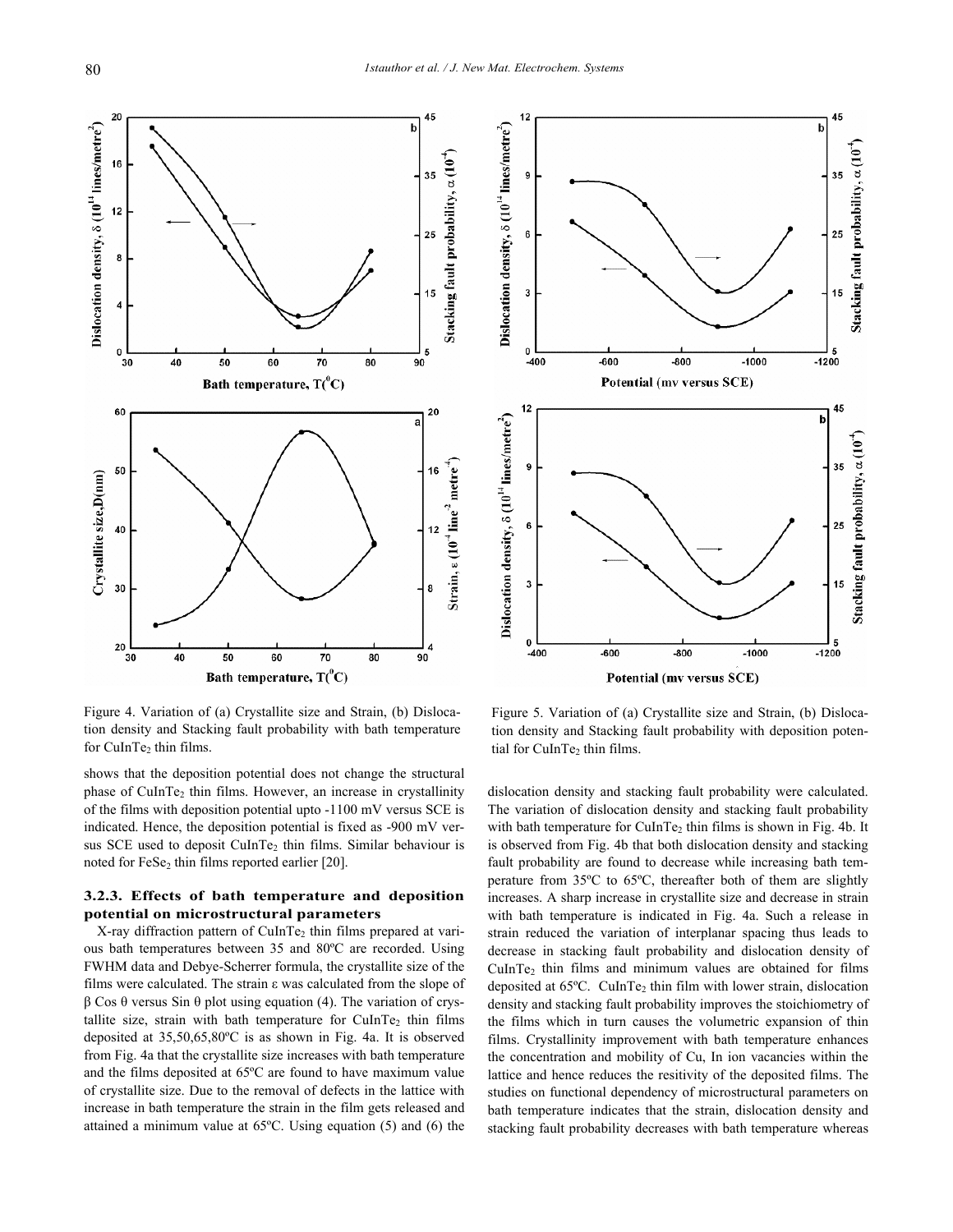Figure 4. Variation of (a) Crystallite size and Strain, (b) Dislocation density and Stacking fault probability with bath temperature for $CuInTe_2$ thin films.

Figure 5. Variation of (a) Crystallite size and Strain, (b) Dislocation density and Stacking fault probability with deposition potential for $CuInTe_2$ thin films.

shows that the deposition potential does not change the structural phase of $CuInTe_2$ thin films. However, an increase in crystallinity of the films with deposition potential upto -1100 mV versus SCE is indicated. Hence, the deposition potential is fixed as -900 mV versus SCE used to deposit $CuInTe_2$ thin films. Similar behaviour is noted for $FeSe_2$ thin films reported earlier [20].

### 3.2.3. Effects of bath temperature and deposition potential on microstructural parameters

X-ray diffraction pattern of $CuInTe_2$ thin films prepared at various bath temperatures between 35 and 80ºC are recorded. Using FWHM data and Debye-Scherrer formula, the crystallite size of the films were calculated. The strain $\varepsilon$ was calculated from the slope of $\beta \cos \theta$ versus $\sin \theta$ plot using equation (4). The variation of crystallite size, strain with bath temperature for $CuInTe_2$ thin films deposited at 35,50,65,80ºC is as shown in Fig. 4a. It is observed from Fig. 4a that the crystallite size increases with bath temperature and the films deposited at 65ºC are found to have maximum value of crystallite size. Due to the removal of defects in the lattice with increase in bath temperature the strain in the film gets released and attained a minimum value at 65ºC. Using equation (5) and (6) the dislocation density and stacking fault probability were calculated. The variation of dislocation density and stacking fault probability with bath temperature for $CuInTe_2$ thin films is shown in Fig. 4b. It is observed from Fig. 4b that both dislocation density and stacking fault probability are found to decrease while increasing bath temperature from 35ºC to 65ºC, thereafter both of them are slightly increases. A sharp increase in crystallite size and decrease in strain with bath temperature is indicated in Fig. 4a. Such a release in strain reduced the variation of interplanar spacing thus leads to decrease in stacking fault probability and dislocation density of $CuInTe_2$ thin films and minimum values are obtained for films deposited at 65ºC. $CuInTe_2$ thin film with lower strain, dislocation density and stacking fault probability improves the stoichiometry of the films which in turn causes the volumetric expansion of thin films. Crystallinity improvement with bath temperature enhances the concentration and mobility of Cu, In ion vacancies within the lattice and hence reduces the resitivity of the deposited films. The studies on functional dependency of microstructural parameters on bath temperature indicates that the strain, dislocation density and stacking fault probability decreases with bath temperature whereas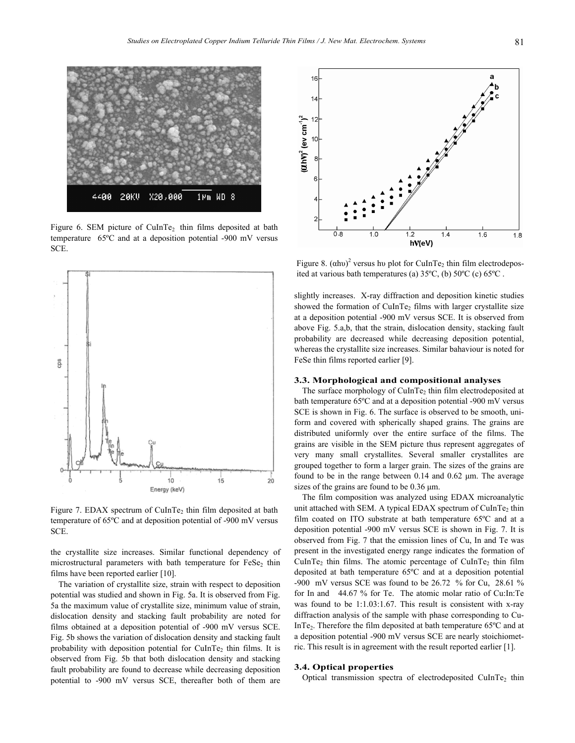Figure 6. SEM picture of $CuInTe_2$ thin films deposited at bath temperature 65ºC and at a deposition potential -900 mV versus SCE.

Figure 7. EDAX spectrum of $CuInTe_2$ thin film deposited at bath temperature of 65ºC and at deposition potential of -900 mV versus SCE.

the crystallite size increases. Similar functional dependency of microstructural parameters with bath temperature for $FeSe_2$ thin films have been reported earlier [10].

The variation of crystallite size, strain with respect to deposition potential was studied and shown in Fig. 5a. It is observed from Fig. 5a the maximum value of crystallite size, minimum value of strain, dislocation density and stacking fault probability are noted for films obtained at a deposition potential of -900 mV versus SCE. Fig. 5b shows the variation of dislocation density and stacking fault probability with deposition potential for $CuInTe_2$ thin films. It is observed from Fig. 5b that both dislocation density and stacking fault probability are found to decrease while decreasing deposition potential to -900 mV versus SCE, thereafter both of them are

Figure 8. $(\alpha h\upsilon)^2$ versus $h\upsilon$ plot for $CuInTe_2$ thin film electrodeposited at various bath temperatures (a) 35ºC, (b) 50ºC (c) 65ºC .

slightly increases. X-ray diffraction and deposition kinetic studies showed the formation of $CuInTe_2$ films with larger crystallite size at a deposition potential -900 mV versus SCE. It is observed from above Fig. 5.a,b, that the strain, dislocation density, stacking fault probability are decreased while decreasing deposition potential, whereas the crystallite size increases. Similar bahaviour is noted for FeSe thin films reported earlier [9].

### 3.3. Morphological and compositional analyses

The surface morphology of $CuInTe_2$ thin film electrodeposited at bath temperature 65ºC and at a deposition potential -900 mV versus SCE is shown in Fig. 6. The surface is observed to be smooth, uniform and covered with spherically shaped grains. The grains are distributed uniformly over the entire surface of the films. The grains are visible in the SEM picture thus represent aggregates of very many small crystallites. Several smaller crystallites are grouped together to form a larger grain. The sizes of the grains are found to be in the range between 0.14 and 0.62 μm. The average sizes of the grains are found to be 0.36 μm.

The film composition was analyzed using EDAX microanalytic unit attached with SEM. A typical EDAX spectrum of $CuInTe_2$ thin film coated on ITO substrate at bath temperature 65ºC and at a deposition potential -900 mV versus SCE is shown in Fig. 7. It is observed from Fig. 7 that the emission lines of Cu, In and Te was present in the investigated energy range indicates the formation of $CuInTe_2$ thin films. The atomic percentage of $CuInTe_2$ thin film deposited at bath temperature 65ºC and at a deposition potential -900 mV versus SCE was found to be 26.72 % for Cu, 28.61 % for In and 44.67 % for Te. The atomic molar ratio of Cu:In:Te was found to be 1:1.03:1.67. This result is consistent with x-ray diffraction analysis of the sample with phase corresponding to $CuInTe_2$. Therefore the film deposited at bath temperature 65ºC and at a deposition potential -900 mV versus SCE are nearly stoichiometric. This result is in agreement with the result reported earlier [1].

### 3.4. Optical properties

Optical transmission spectra of electrodeposited $CuInTe_2$ thin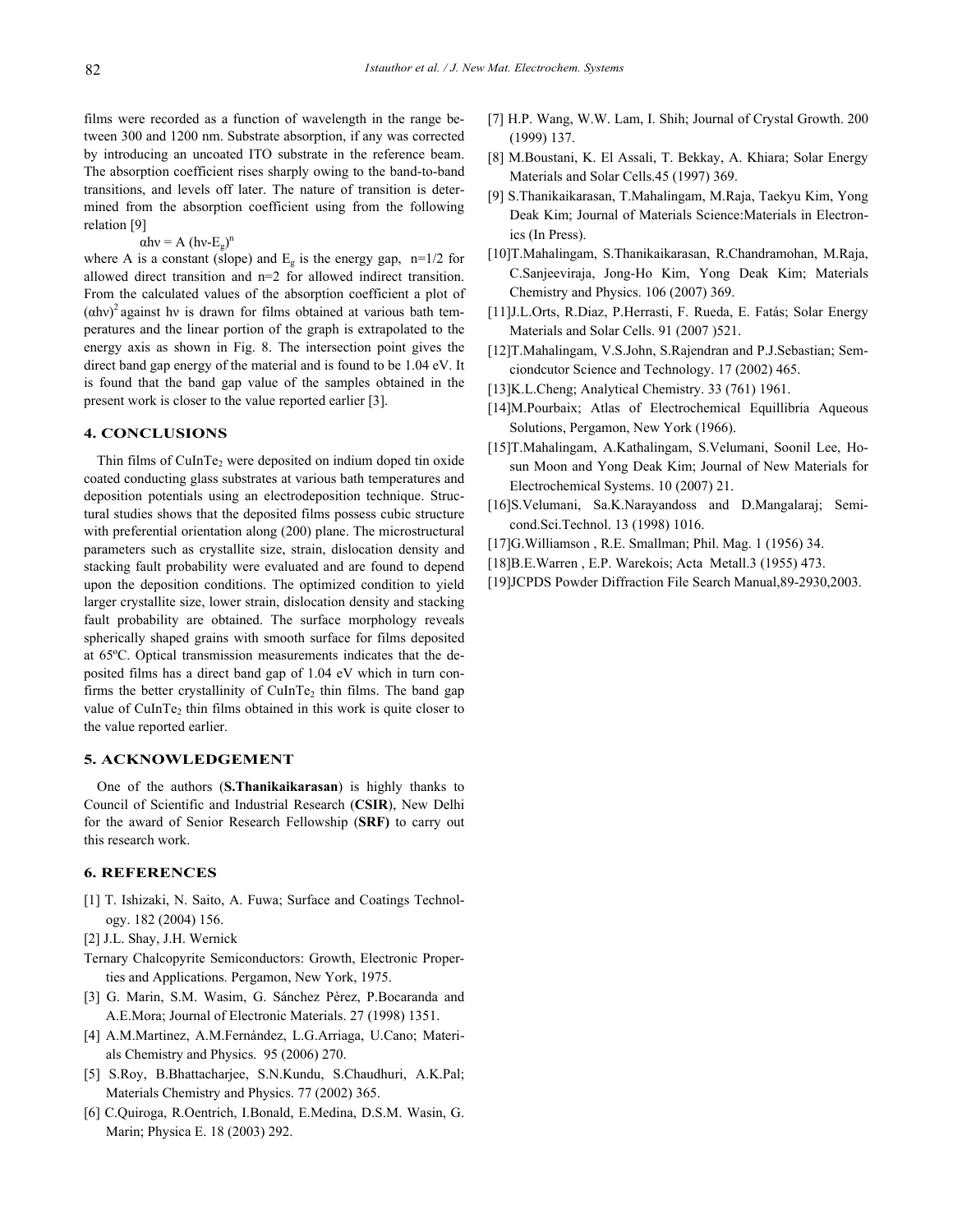films were recorded as a function of wavelength in the range between 300 and 1200 nm. Substrate absorption, if any was corrected by introducing an uncoated ITO substrate in the reference beam. The absorption coefficient rises sharply owing to the band-to-band transitions, and levels off later. The nature of transition is determined from the absorption coefficient using from the following relation [9]

$$\alpha h\nu = A (h\nu - E_g)^n$$

where A is a constant (slope) and $E_g$ is the energy gap, n=1/2 for allowed direct transition and n=2 for allowed indirect transition. From the calculated values of the absorption coefficient a plot of $(\alpha h\nu)^2$ against hν is drawn for films obtained at various bath temperatures and the linear portion of the graph is extrapolated to the energy axis as shown in Fig. 8. The intersection point gives the direct band gap energy of the material and is found to be 1.04 eV. It is found that the band gap value of the samples obtained in the present work is closer to the value reported earlier [3].

## 4. CONCLUSIONS

Thin films of $CuInTe_2$ were deposited on indium doped tin oxide coated conducting glass substrates at various bath temperatures and deposition potentials using an electrodeposition technique. Structural studies shows that the deposited films possess cubic structure with preferential orientation along (200) plane. The microstructural parameters such as crystallite size, strain, dislocation density and stacking fault probability were evaluated and are found to depend upon the deposition conditions. The optimized condition to yield larger crystallite size, lower strain, dislocation density and stacking fault probability are obtained. The surface morphology reveals spherically shaped grains with smooth surface for films deposited at 65ºC. Optical transmission measurements indicates that the deposited films has a direct band gap of 1.04 eV which in turn confirms the better crystallinity of $CuInTe_2$ thin films. The band gap value of $CuInTe_2$ thin films obtained in this work is quite closer to the value reported earlier.

## 5. ACKNOWLEDGEMENT

One of the authors (**S.Thanikaikarasan**) is highly thanks to Council of Scientific and Industrial Research (**CSIR**), New Delhi for the award of Senior Research Fellowship (**SRF)** to carry out this research work.

## 6. REFERENCES

[1] T. Ishizaki, N. Saito, A. Fuwa; Surface and Coatings Technology. 182 (2004) 156.

[2] J.L. Shay, J.H. Wernick
Ternary Chalcopyrite Semiconductors: Growth, Electronic Properties and Applications. Pergamon, New York, 1975.

[3] G. Marin, S.M. Wasim, G. Sánchez Pèrez, P.Bocaranda and A.E.Mora; Journal of Electronic Materials. 27 (1998) 1351.

[4] A.M.Martinez, A.M.Fernández, L.G.Arriaga, U.Cano; Materials Chemistry and Physics. 95 (2006) 270.

[5] S.Roy, B.Bhattacharjee, S.N.Kundu, S.Chaudhuri, A.K.Pal; Materials Chemistry and Physics. 77 (2002) 365.

[6] C.Quiroga, R.Oentrich, I.Bonald, E.Medina, D.S.M. Wasin, G. Marin; Physica E. 18 (2003) 292.

[7] H.P. Wang, W.W. Lam, I. Shih; Journal of Crystal Growth. 200 (1999) 137.

[8] M.Boustani, K. El Assali, T. Bekkay, A. Khiara; Solar Energy Materials and Solar Cells.45 (1997) 369.

[9] S.Thanikaikarasan, T.Mahalingam, M.Raja, Taekyu Kim, Yong Deak Kim; Journal of Materials Science:Materials in Electronics (In Press).

[10]T.Mahalingam, S.Thanikaikarasan, R.Chandramohan, M.Raja, C.Sanjeeviraja, Jong-Ho Kim, Yong Deak Kim; Materials Chemistry and Physics. 106 (2007) 369.

[11]J.L.Orts, R.Diaz, P.Herrasti, F. Rueda, E. Fatás; Solar Energy Materials and Solar Cells. 91 (2007 )521.

[12]T.Mahalingam, V.S.John, S.Rajendran and P.J.Sebastian; Semiconductor Science and Technology. 17 (2002) 465.

[13]K.L.Cheng; Analytical Chemistry. 33 (761) 1961.

[14]M.Pourbaix; Atlas of Electrochemical Equillibria Aqueous Solutions, Pergamon, New York (1966).

[15]T.Mahalingam, A.Kathalingam, S.Velumani, Soonil Lee, Hosun Moon and Yong Deak Kim; Journal of New Materials for Electrochemical Systems. 10 (2007) 21.

[16]S.Velumani, Sa.K.Narayandoss and D.Mangalaraj; Semicond.Sci.Technol. 13 (1998) 1016.

[17]G.Williamson , R.E. Smallman; Phil. Mag. 1 (1956) 34.

[18]B.E.Warren , E.P. Warekois; Acta Metall.3 (1955) 473.

[19]JCPDS Powder Diffraction File Search Manual,89-2930,2003.